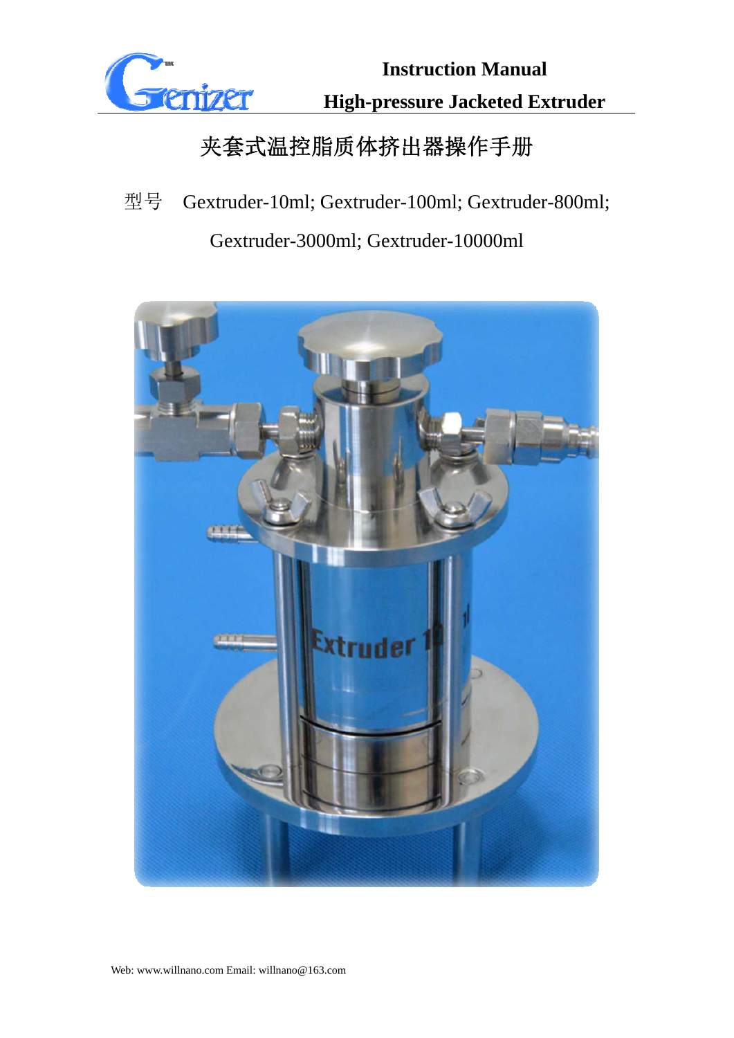**Instruction Manual**

**High-pressure Jacketed Extruder**

# 夹套式温控脂质体挤出器操作手册

型号　Gextruder-10ml; Gextruder-100ml; Gextruder-800ml; Gextruder-3000ml; Gextruder-10000ml

Web: www.willnano.com Email: willnano@163.com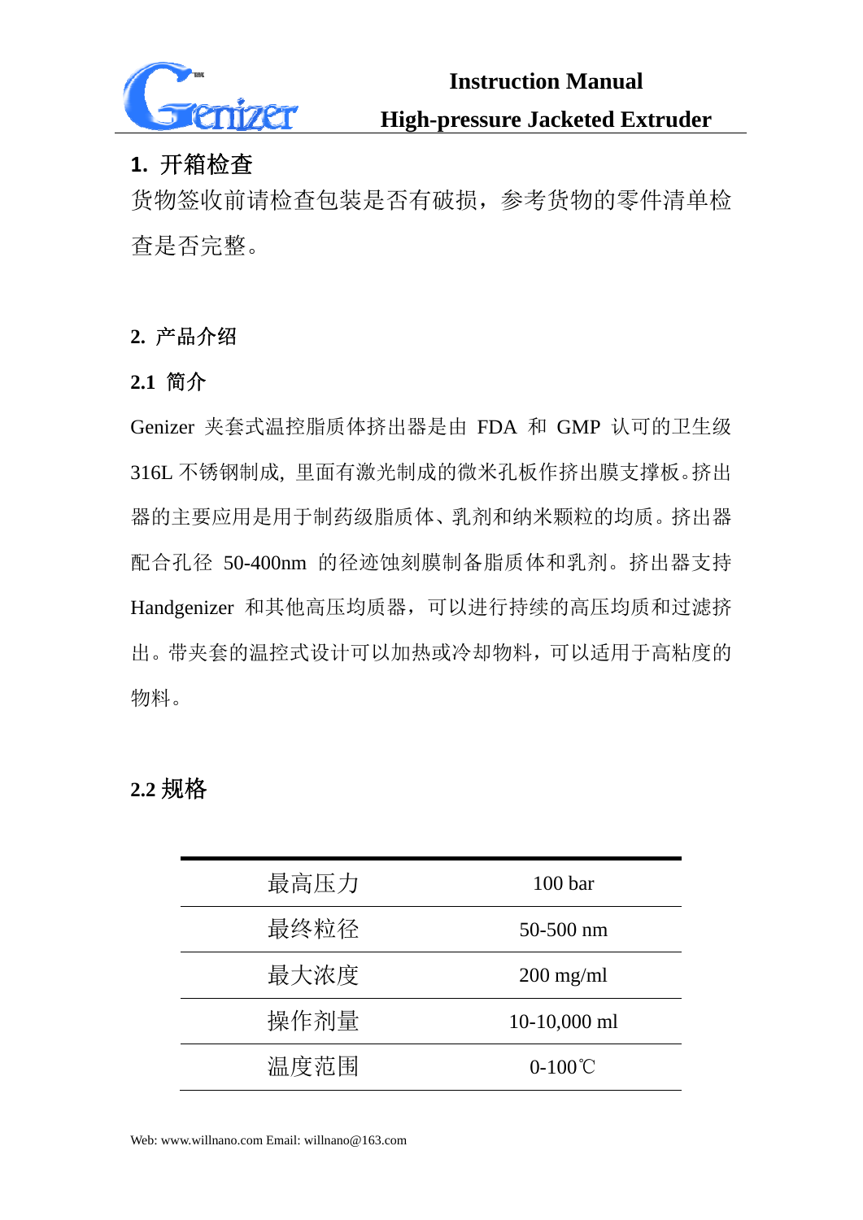## 1. 开箱检查

货物签收前请检查包装是否有破损，参考货物的零件清单检查是否完整。

## 2. 产品介绍

### 2.1 简介

Genizer 夹套式温控脂质体挤出器是由 FDA 和 GMP 认可的卫生级 316L 不锈钢制成，里面有激光制成的微米孔板作挤出膜支撑板。挤出器的主要应用是用于制药级脂质体、乳剂和纳米颗粒的均质。挤出器配合孔径 50-400nm 的径迹蚀刻膜制备脂质体和乳剂。挤出器支持 Handgenizer 和其他高压均质器，可以进行持续的高压均质和过滤挤出。带夹套的温控式设计可以加热或冷却物料，可以适用于高粘度的物料。

### 2.2 规格

| | |
|---|---|
| 最高压力 | 100 bar |
| 最终粒径 | 50-500 nm |
| 最大浓度 | 200 mg/ml |
| 操作剂量 | 10-10,000 ml |
| 温度范围 | 0-100℃ |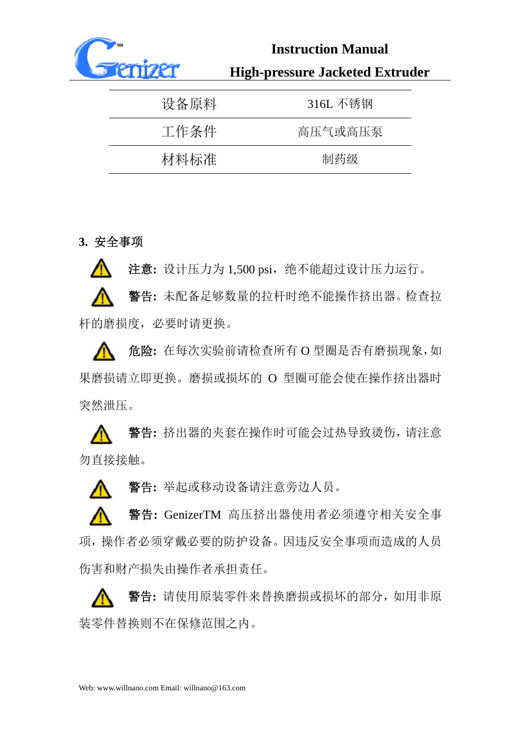| 设备原料 | 316L 不锈钢 |
| --- | --- |
| 工作条件 | 高压气或高压泵 |
| 材料标准 | 制药级 |

## 3. 安全事项

⚠ **注意:** 设计压力为 1,500 psi，绝不能超过设计压力运行。

⚠ **警告:** 未配备足够数量的拉杆时绝不能操作挤出器。检查拉杆的磨损度，必要时请更换。

⚠ **危险:** 在每次实验前请检查所有 O 型圈是否有磨损现象，如果磨损请立即更换。磨损或损坏的 O 型圈可能会使在操作挤出器时突然泄压。

⚠ **警告:** 挤出器的夹套在操作时可能会过热导致烫伤，请注意勿直接接触。

⚠ **警告:** 举起或移动设备请注意旁边人员。

⚠ **警告:** GenizerTM 高压挤出器使用者必须遵守相关安全事项，操作者必须穿戴必要的防护设备。因违反安全事项而造成的人员伤害和财产损失由操作者承担责任。

⚠ **警告:** 请使用原装零件来替换磨损或损坏的部分，如用非原装零件替换则不在保修范围之内。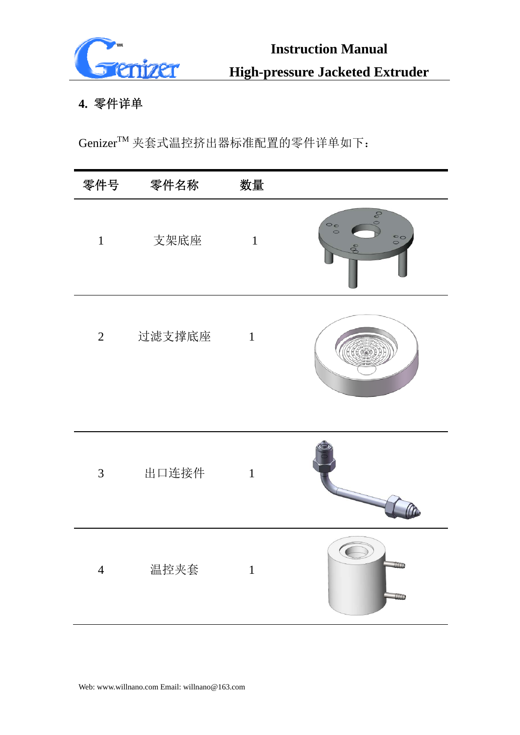## 4. 零件详单

Genizer™ 夹套式温控挤出器标准配置的零件详单如下：

| 零件号 | 零件名称 | 数量 | |
|---|---|---|---|
| 1 | 支架底座 | 1 | |
| 2 | 过滤支撑底座 | 1 | |
| 3 | 出口连接件 | 1 | |
| 4 | 温控夹套 | 1 | |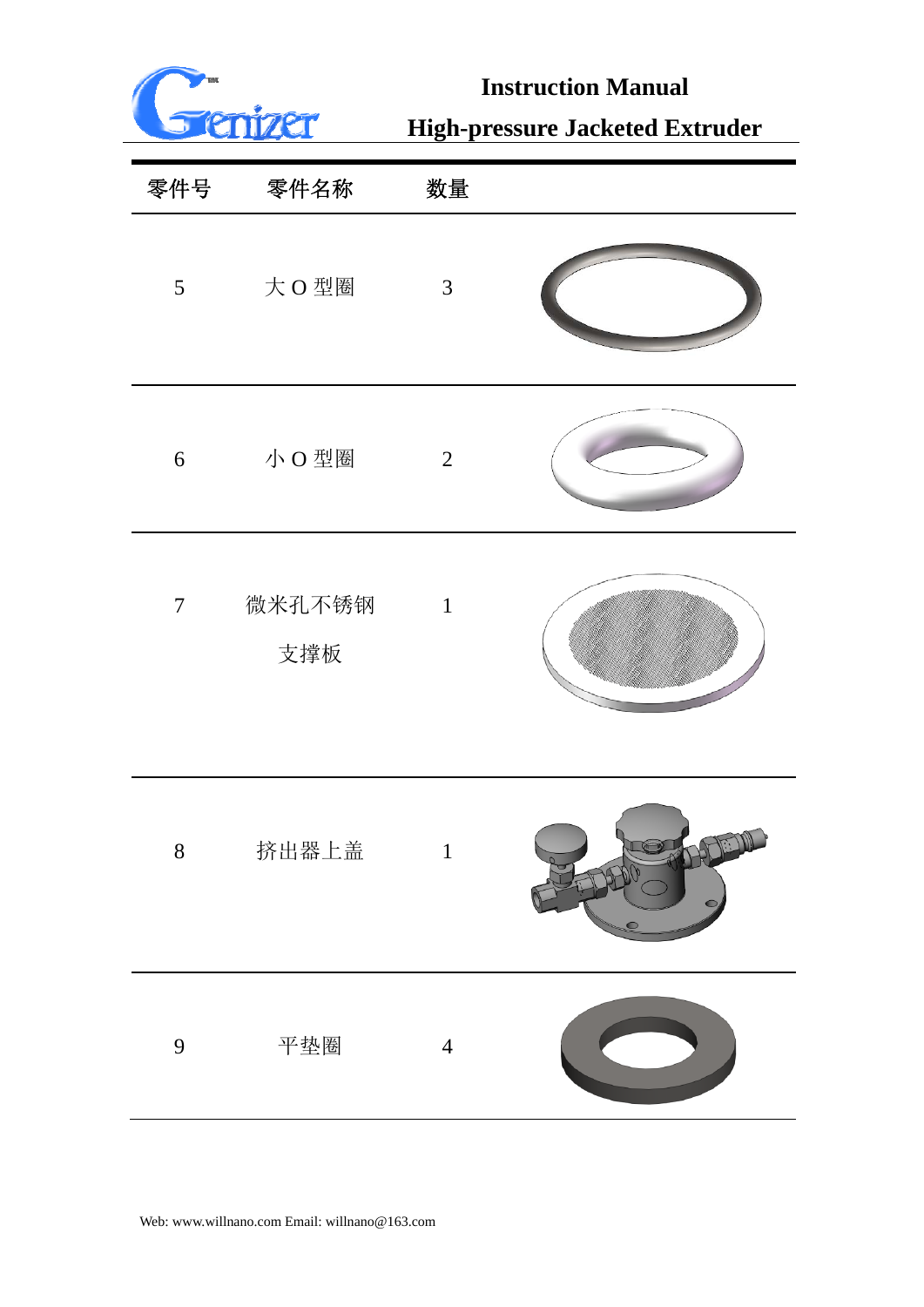| 零件号 | 零件名称 | 数量 | |
|---|---|---|---|
| 5 | 大 O 型圈 | 3 | |
| 6 | 小 O 型圈 | 2 | |
| 7 | 微米孔不锈钢支撑板 | 1 | |
| 8 | 挤出器上盖 | 1 | |
| 9 | 平垫圈 | 4 | |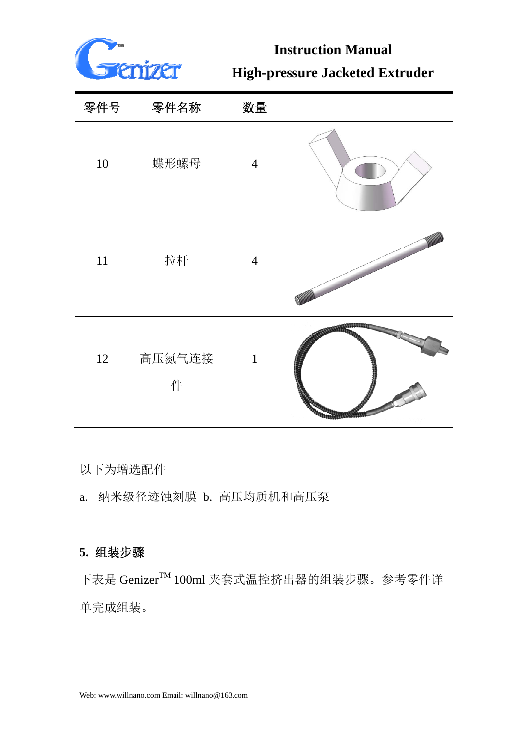| 零件号 | 零件名称 | 数量 | |
|---|---|---|---|
| 10 | 蝶形螺母 | 4 | |
| 11 | 拉杆 | 4 | |
| 12 | 高压氮气连接件 | 1 | |

以下为增选配件

a. 纳米级径迹蚀刻膜 b. 高压均质机和高压泵

## 5. 组装步骤

下表是 Genizer™ 100ml 夹套式温控挤出器的组装步骤。参考零件详单完成组装。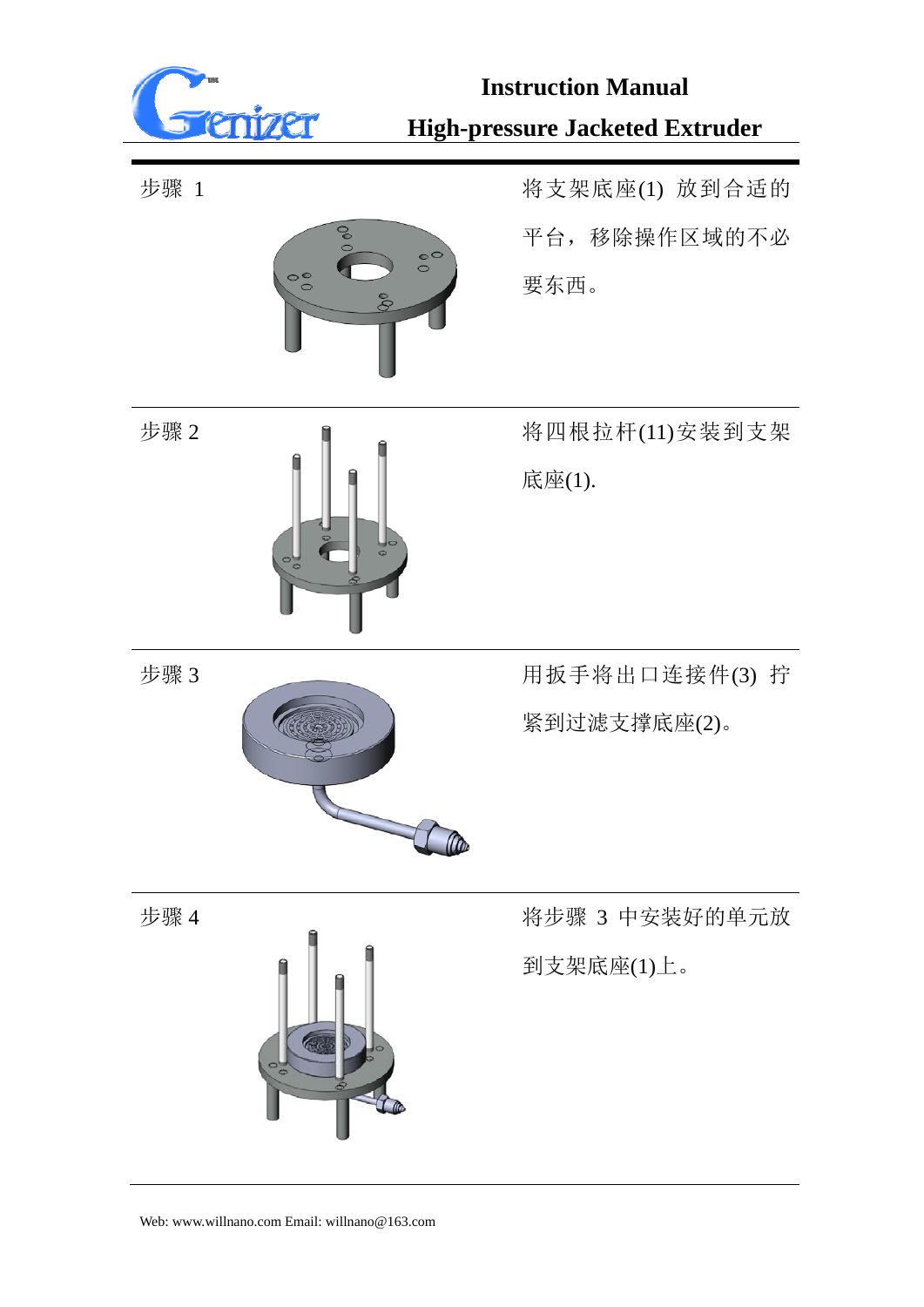步骤 1

将支架底座(1) 放到合适的平台，移除操作区域的不必要东西。

步骤 2

将四根拉杆(11)安装到支架底座(1).

步骤 3

用扳手将出口连接件(3) 拧紧到过滤支撑底座(2)。

步骤 4

将步骤 3 中安装好的单元放到支架底座(1)上。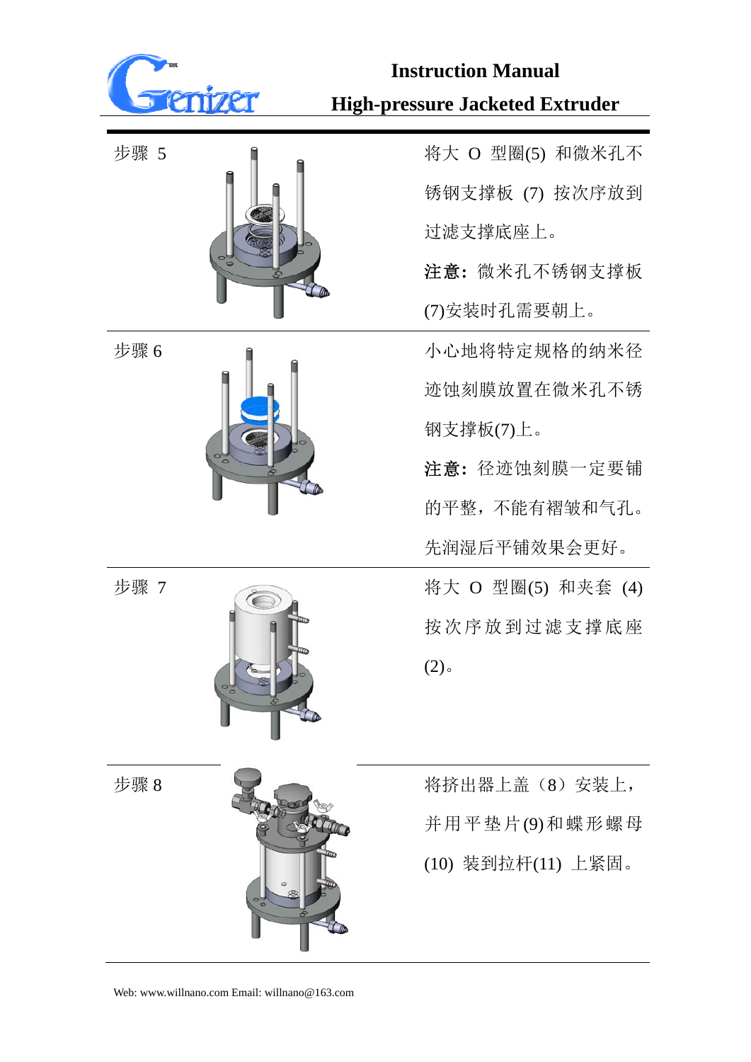**步骤 5**

将大 O 型圈(5) 和微米孔不锈钢支撑板 (7) 按次序放到过滤支撑底座上。

**注意：**微米孔不锈钢支撑板(7)安装时孔需要朝上。

**步骤 6**

小心地将特定规格的纳米径迹蚀刻膜放置在微米孔不锈钢支撑板(7)上。

**注意：**径迹蚀刻膜一定要铺的平整，不能有褶皱和气孔。先润湿后平铺效果会更好。

**步骤 7**

将大 O 型圈(5) 和夹套 (4) 按次序放到过滤支撑底座(2)。

**步骤 8**

将挤出器上盖（8）安装上，并用平垫片(9)和蝶形螺母(10) 装到拉杆(11) 上紧固。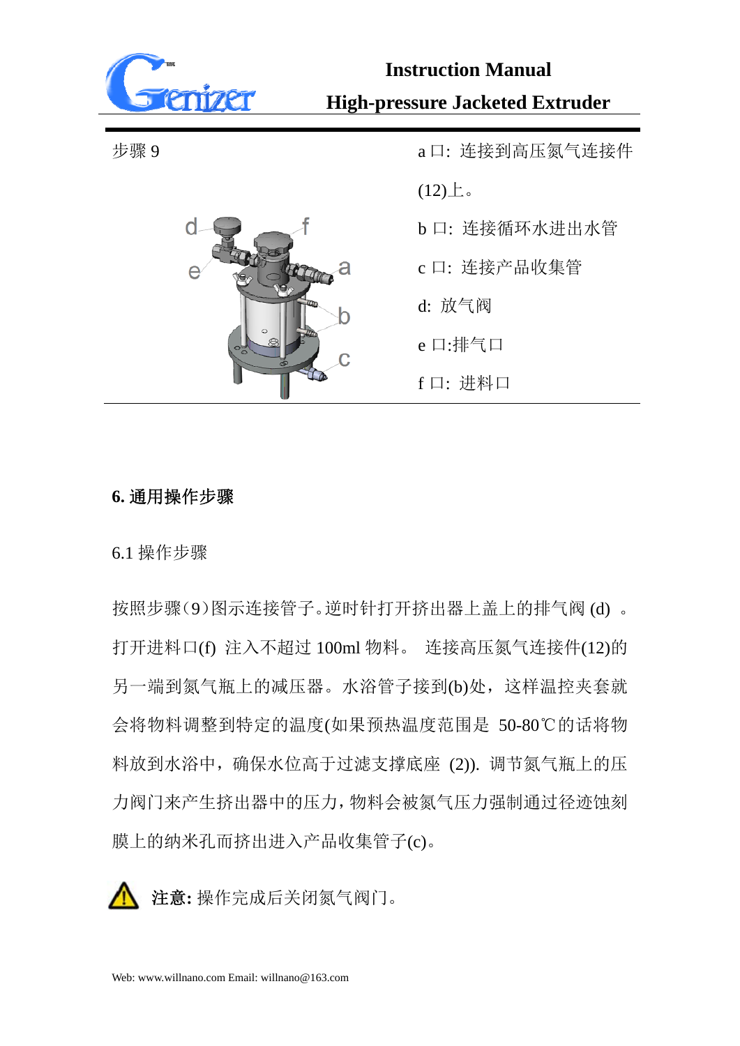步骤 9

a 口: 连接到高压氮气连接件(12)上。

b 口: 连接循环水进出水管

c 口: 连接产品收集管

d: 放气阀

e 口:排气口

f 口: 进料口

## 6. 通用操作步骤

### 6.1 操作步骤

按照步骤(9)图示连接管子。逆时针打开挤出器上盖上的排气阀 (d) 。打开进料口(f) 注入不超过 100ml 物料。 连接高压氮气连接件(12)的另一端到氮气瓶上的减压器。水浴管子接到(b)处，这样温控夹套就会将物料调整到特定的温度(如果预热温度范围是 50-80℃的话将物料放到水浴中，确保水位高于过滤支撑底座 (2)). 调节氮气瓶上的压力阀门来产生挤出器中的压力，物料会被氮气压力强制通过径迹蚀刻膜上的纳米孔而挤出进入产品收集管子(c)。

**注意:** 操作完成后关闭氮气阀门。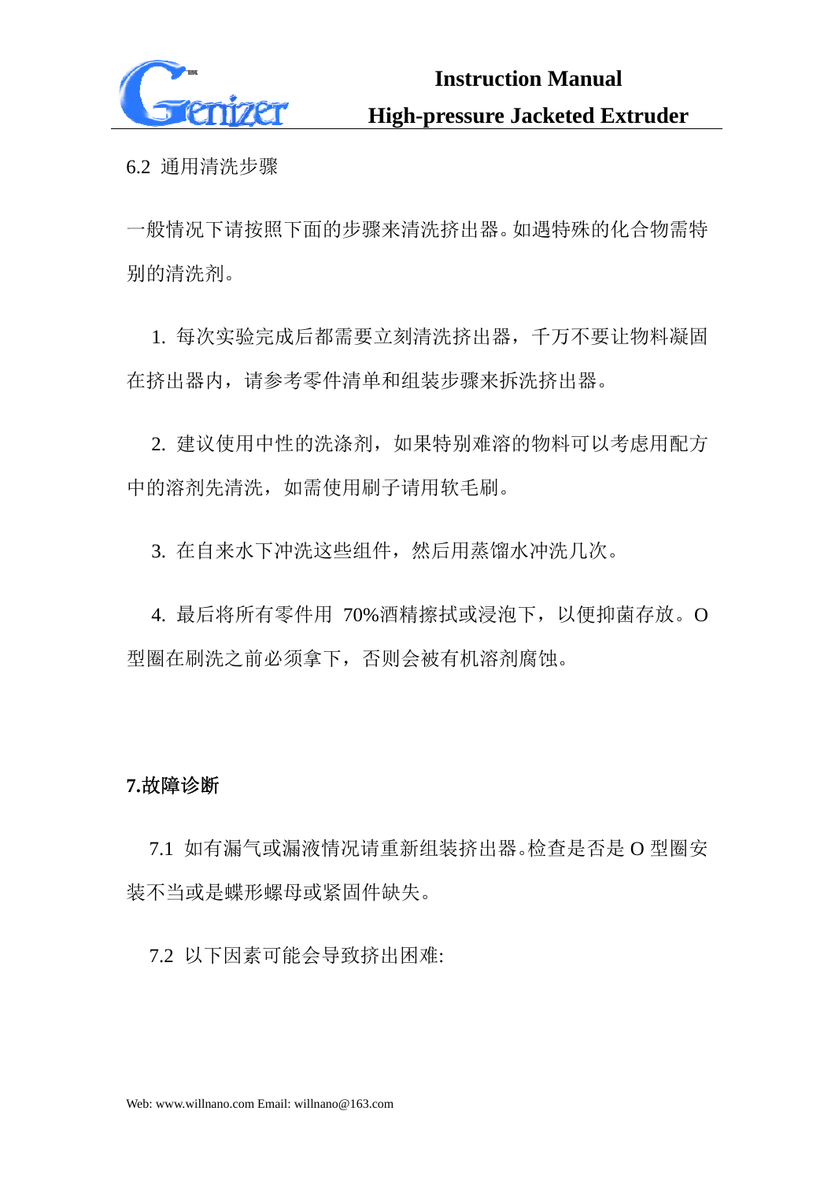### 6.2 通用清洗步骤

一般情况下请按照下面的步骤来清洗挤出器。如遇特殊的化合物需特别的清洗剂。

1. 每次实验完成后都需要立刻清洗挤出器，千万不要让物料凝固在挤出器内，请参考零件清单和组装步骤来拆洗挤出器。

2. 建议使用中性的洗涤剂，如果特别难溶的物料可以考虑用配方中的溶剂先清洗，如需使用刷子请用软毛刷。

3. 在自来水下冲洗这些组件，然后用蒸馏水冲洗几次。

4. 最后将所有零件用 70%酒精擦拭或浸泡下，以便抑菌存放。O 型圈在刷洗之前必须拿下，否则会被有机溶剂腐蚀。

## 7.故障诊断

7.1 如有漏气或漏液情况请重新组装挤出器。检查是否是 O 型圈安装不当或是蝶形螺母或紧固件缺失。

7.2 以下因素可能会导致挤出困难: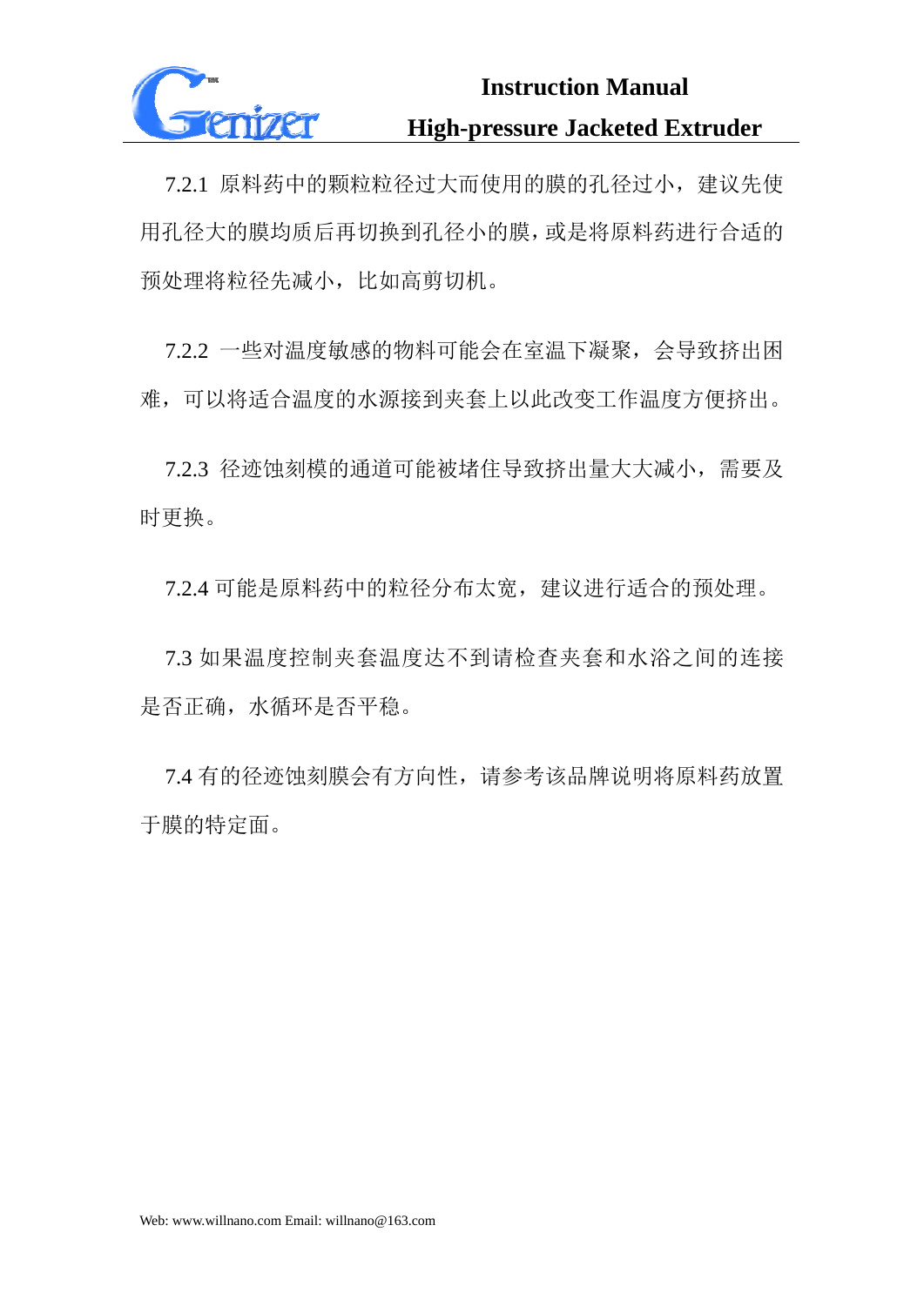7.2.1 原料药中的颗粒粒径过大而使用的膜的孔径过小，建议先使用孔径大的膜均质后再切换到孔径小的膜，或是将原料药进行合适的预处理将粒径先减小，比如高剪切机。

7.2.2 一些对温度敏感的物料可能会在室温下凝聚，会导致挤出困难，可以将适合温度的水源接到夹套上以此改变工作温度方便挤出。

7.2.3 径迹蚀刻模的通道可能被堵住导致挤出量大大减小，需要及时更换。

7.2.4 可能是原料药中的粒径分布太宽，建议进行适合的预处理。

7.3 如果温度控制夹套温度达不到请检查夹套和水浴之间的连接是否正确，水循环是否平稳。

7.4 有的径迹蚀刻膜会有方向性，请参考该品牌说明将原料药放置于膜的特定面。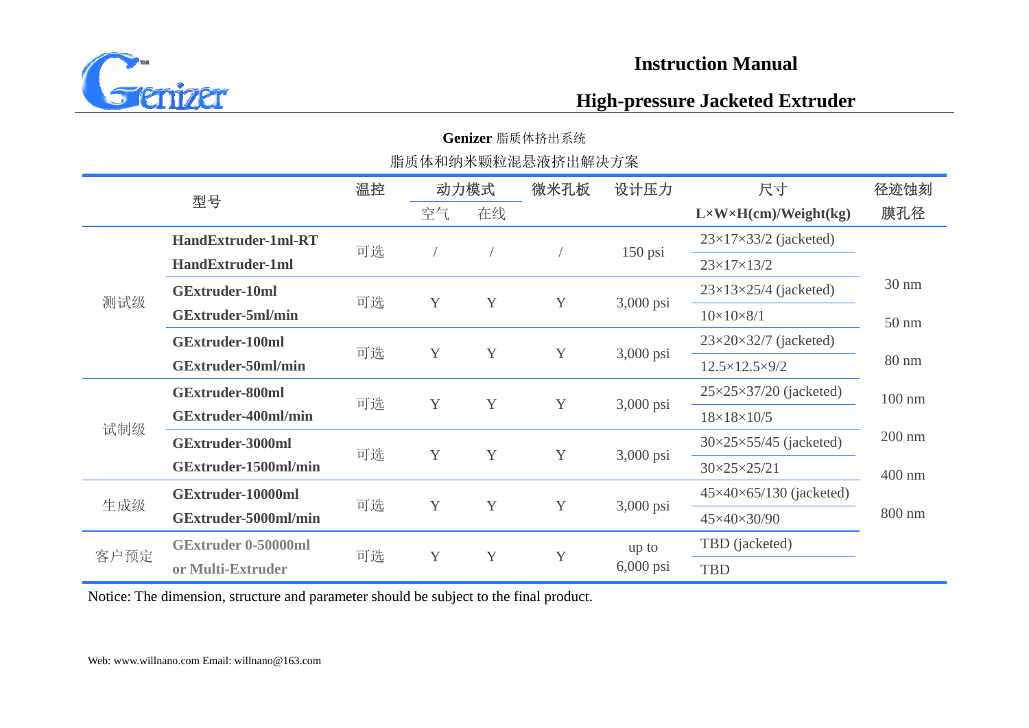**Genizer** 脂质体挤出系统

脂质体和纳米颗粒混悬液挤出解决方案

| 型号 | | 温控 | 动力模式 | | 微米孔板 | 设计压力 | 尺寸 | 径迹蚀刻 |
|---|---|---|---|---|---|---|---|---|
| | | | 空气 | 在线 | | | L×W×H(cm)/Weight(kg) | 膜孔径 |
| 测试级 | **HandExtruder-1ml-RT** | 可选 | / | / | / | 150 psi | 23×17×33/2 (jacketed) | 30 nm |
| | **HandExtruder-1ml** | | | | | | 23×17×13/2 | 50 nm |
| | **GExtruder-10ml** | 可选 | Y | Y | Y | 3,000 psi | 23×13×25/4 (jacketed) | 80 nm |
| | **GExtruder-5ml/min** | | | | | | 10×10×8/1 | 100 nm |
| | **GExtruder-100ml** | 可选 | Y | Y | Y | 3,000 psi | 23×20×32/7 (jacketed) | 200 nm |
| | **GExtruder-50ml/min** | | | | | | 12.5×12.5×9/2 | 400 nm |
| 试制级 | **GExtruder-800ml** | 可选 | Y | Y | Y | 3,000 psi | 25×25×37/20 (jacketed) | 800 nm |
| | **GExtruder-400ml/min** | | | | | | 18×18×10/5 | |
| | **GExtruder-3000ml** | 可选 | Y | Y | Y | 3,000 psi | 30×25×55/45 (jacketed) | |
| | **GExtruder-1500ml/min** | | | | | | 30×25×25/21 | |
| 生成级 | **GExtruder-10000ml** | 可选 | Y | Y | Y | 3,000 psi | 45×40×65/130 (jacketed) | |
| | **GExtruder-5000ml/min** | | | | | | 45×40×30/90 | |
| 客户预定 | **GExtruder 0-50000ml** | 可选 | Y | Y | Y | up to 6,000 psi | TBD (jacketed) | |
| | **or Multi-Extruder** | | | | | | TBD | |

Notice: The dimension, structure and parameter should be subject to the final product.

Web: www.willnano.com Email: willnano@163.com